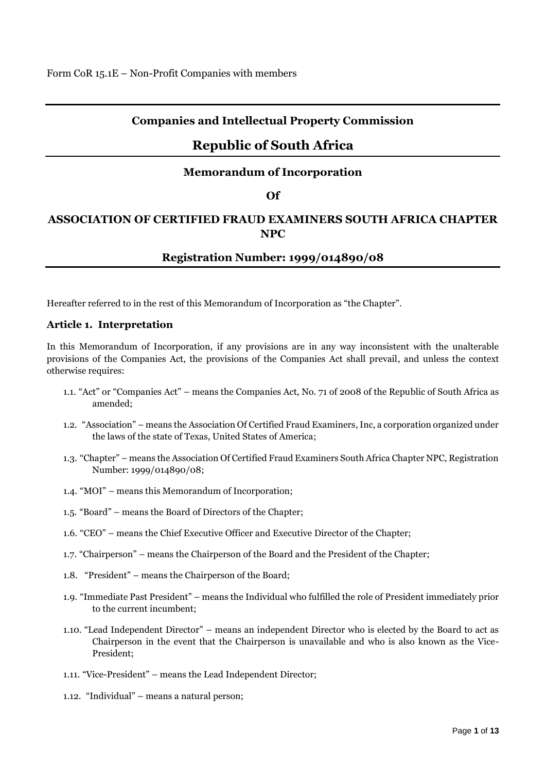Form CoR 15.1E – Non-Profit Companies with members

## Companies and Intellectual Property Commission

# Republic of South Africa

## Memorandum of Incorporation

## Of

## ASSOCIATION OF CERTIFIED FRAUD EXAMINERS SOUTH AFRICA CHAPTER NPC

## Registration Number: 1999/014890/08

Hereafter referred to in the rest of this Memorandum of Incorporation as "the Chapter".

### Article 1. Interpretation

In this Memorandum of Incorporation, if any provisions are in any way inconsistent with the unalterable provisions of the Companies Act, the provisions of the Companies Act shall prevail, and unless the context otherwise requires:

1.1. "Act" or "Companies Act" – means the Companies Act, No. 71 of 2008 of the Republic of South Africa as amended;

1.2. "Association" – means the Association Of Certified Fraud Examiners, Inc, a corporation organized under the laws of the state of Texas, United States of America;

1.3. "Chapter" – means the Association Of Certified Fraud Examiners South Africa Chapter NPC, Registration Number: 1999/014890/08;

1.4. "MOI" – means this Memorandum of Incorporation;

1.5. "Board" – means the Board of Directors of the Chapter;

1.6. "CEO" – means the Chief Executive Officer and Executive Director of the Chapter;

1.7. "Chairperson" – means the Chairperson of the Board and the President of the Chapter;

1.8. "President" – means the Chairperson of the Board;

1.9. "Immediate Past President" – means the Individual who fulfilled the role of President immediately prior to the current incumbent;

1.10. "Lead Independent Director" – means an independent Director who is elected by the Board to act as Chairperson in the event that the Chairperson is unavailable and who is also known as the Vice-President;

1.11. "Vice-President" – means the Lead Independent Director;

1.12. "Individual" – means a natural person;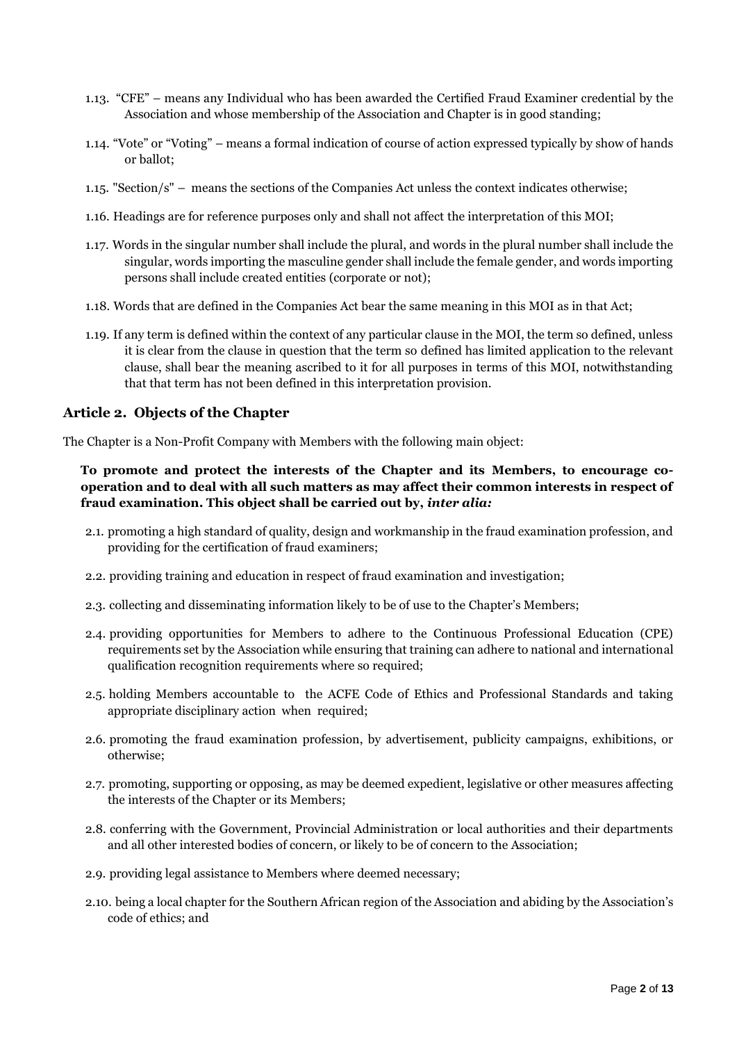1.13. "CFE" – means any Individual who has been awarded the Certified Fraud Examiner credential by the Association and whose membership of the Association and Chapter is in good standing;

1.14. "Vote" or "Voting" – means a formal indication of course of action expressed typically by show of hands or ballot;

1.15. "Section/s" – means the sections of the Companies Act unless the context indicates otherwise;

1.16. Headings are for reference purposes only and shall not affect the interpretation of this MOI;

1.17. Words in the singular number shall include the plural, and words in the plural number shall include the singular, words importing the masculine gender shall include the female gender, and words importing persons shall include created entities (corporate or not);

1.18. Words that are defined in the Companies Act bear the same meaning in this MOI as in that Act;

1.19. If any term is defined within the context of any particular clause in the MOI, the term so defined, unless it is clear from the clause in question that the term so defined has limited application to the relevant clause, shall bear the meaning ascribed to it for all purposes in terms of this MOI, notwithstanding that that term has not been defined in this interpretation provision.

## Article 2. Objects of the Chapter

The Chapter is a Non-Profit Company with Members with the following main object:

**To promote and protect the interests of the Chapter and its Members, to encourage co-operation and to deal with all such matters as may affect their common interests in respect of fraud examination. This object shall be carried out by, *inter alia:***

2.1. promoting a high standard of quality, design and workmanship in the fraud examination profession, and providing for the certification of fraud examiners;

2.2. providing training and education in respect of fraud examination and investigation;

2.3. collecting and disseminating information likely to be of use to the Chapter's Members;

2.4. providing opportunities for Members to adhere to the Continuous Professional Education (CPE) requirements set by the Association while ensuring that training can adhere to national and international qualification recognition requirements where so required;

2.5. holding Members accountable to the ACFE Code of Ethics and Professional Standards and taking appropriate disciplinary action when required;

2.6. promoting the fraud examination profession, by advertisement, publicity campaigns, exhibitions, or otherwise;

2.7. promoting, supporting or opposing, as may be deemed expedient, legislative or other measures affecting the interests of the Chapter or its Members;

2.8. conferring with the Government, Provincial Administration or local authorities and their departments and all other interested bodies of concern, or likely to be of concern to the Association;

2.9. providing legal assistance to Members where deemed necessary;

2.10. being a local chapter for the Southern African region of the Association and abiding by the Association's code of ethics; and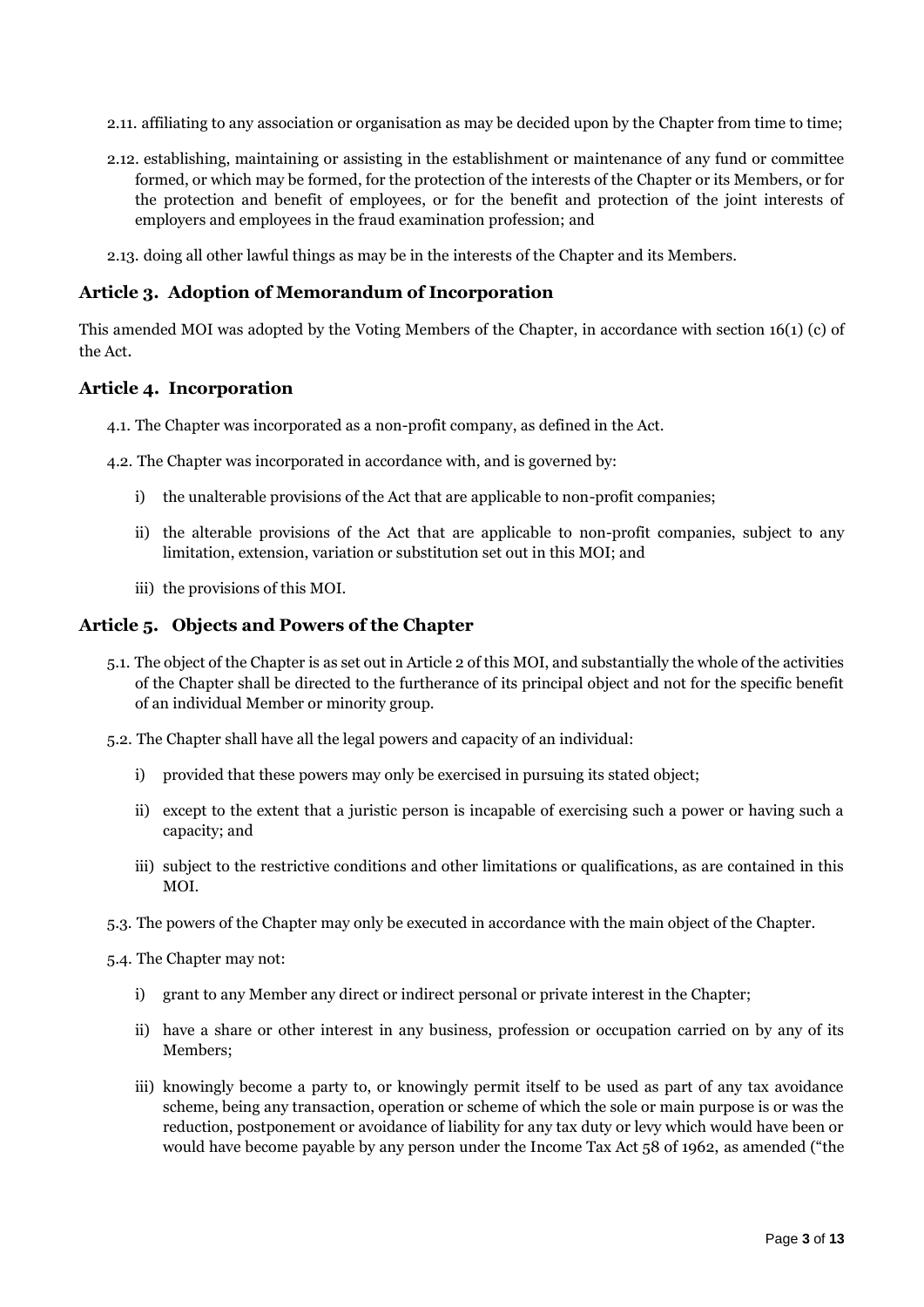2.11. affiliating to any association or organisation as may be decided upon by the Chapter from time to time;

2.12. establishing, maintaining or assisting in the establishment or maintenance of any fund or committee formed, or which may be formed, for the protection of the interests of the Chapter or its Members, or for the protection and benefit of employees, or for the benefit and protection of the joint interests of employers and employees in the fraud examination profession; and

2.13. doing all other lawful things as may be in the interests of the Chapter and its Members.

## Article 3. Adoption of Memorandum of Incorporation

This amended MOI was adopted by the Voting Members of the Chapter, in accordance with section 16(1) (c) of the Act.

## Article 4. Incorporation

4.1. The Chapter was incorporated as a non-profit company, as defined in the Act.

4.2. The Chapter was incorporated in accordance with, and is governed by:

i) the unalterable provisions of the Act that are applicable to non-profit companies;

ii) the alterable provisions of the Act that are applicable to non-profit companies, subject to any limitation, extension, variation or substitution set out in this MOI; and

iii) the provisions of this MOI.

## Article 5. Objects and Powers of the Chapter

5.1. The object of the Chapter is as set out in Article 2 of this MOI, and substantially the whole of the activities of the Chapter shall be directed to the furtherance of its principal object and not for the specific benefit of an individual Member or minority group.

5.2. The Chapter shall have all the legal powers and capacity of an individual:

i) provided that these powers may only be exercised in pursuing its stated object;

ii) except to the extent that a juristic person is incapable of exercising such a power or having such a capacity; and

iii) subject to the restrictive conditions and other limitations or qualifications, as are contained in this MOI.

5.3. The powers of the Chapter may only be executed in accordance with the main object of the Chapter.

5.4. The Chapter may not:

i) grant to any Member any direct or indirect personal or private interest in the Chapter;

ii) have a share or other interest in any business, profession or occupation carried on by any of its Members;

iii) knowingly become a party to, or knowingly permit itself to be used as part of any tax avoidance scheme, being any transaction, operation or scheme of which the sole or main purpose is or was the reduction, postponement or avoidance of liability for any tax duty or levy which would have been or would have become payable by any person under the Income Tax Act 58 of 1962, as amended ("the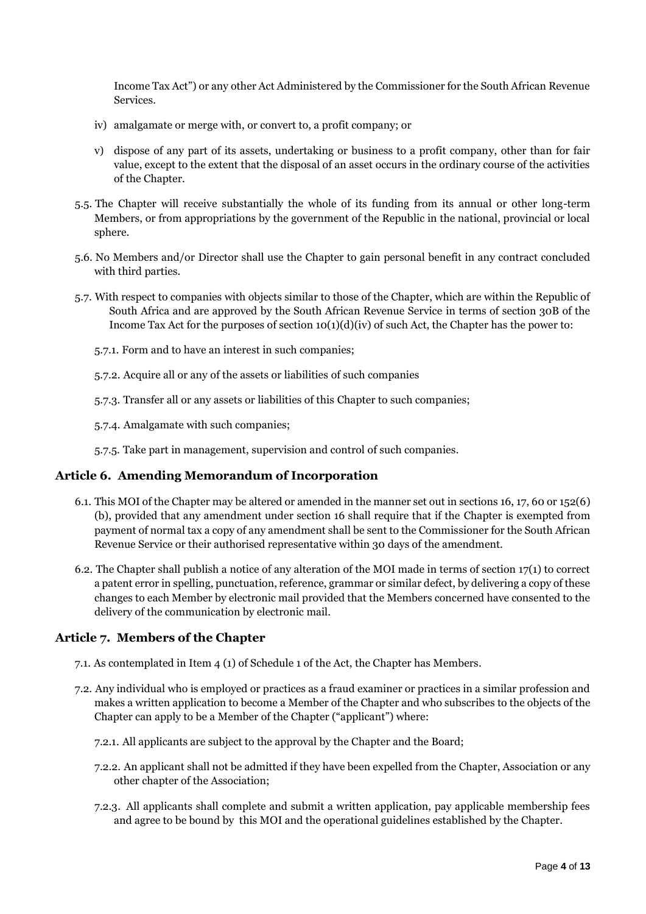Income Tax Act") or any other Act Administered by the Commissioner for the South African Revenue Services.

iv) amalgamate or merge with, or convert to, a profit company; or

v) dispose of any part of its assets, undertaking or business to a profit company, other than for fair value, except to the extent that the disposal of an asset occurs in the ordinary course of the activities of the Chapter.

5.5. The Chapter will receive substantially the whole of its funding from its annual or other long-term Members, or from appropriations by the government of the Republic in the national, provincial or local sphere.

5.6. No Members and/or Director shall use the Chapter to gain personal benefit in any contract concluded with third parties.

5.7. With respect to companies with objects similar to those of the Chapter, which are within the Republic of South Africa and are approved by the South African Revenue Service in terms of section 30B of the Income Tax Act for the purposes of section 10(1)(d)(iv) of such Act, the Chapter has the power to:

5.7.1. Form and to have an interest in such companies;

5.7.2. Acquire all or any of the assets or liabilities of such companies

5.7.3. Transfer all or any assets or liabilities of this Chapter to such companies;

5.7.4. Amalgamate with such companies;

5.7.5. Take part in management, supervision and control of such companies.

## Article 6. Amending Memorandum of Incorporation

6.1. This MOI of the Chapter may be altered or amended in the manner set out in sections 16, 17, 60 or 152(6)(b), provided that any amendment under section 16 shall require that if the Chapter is exempted from payment of normal tax a copy of any amendment shall be sent to the Commissioner for the South African Revenue Service or their authorised representative within 30 days of the amendment.

6.2. The Chapter shall publish a notice of any alteration of the MOI made in terms of section 17(1) to correct a patent error in spelling, punctuation, reference, grammar or similar defect, by delivering a copy of these changes to each Member by electronic mail provided that the Members concerned have consented to the delivery of the communication by electronic mail.

## Article 7. Members of the Chapter

7.1. As contemplated in Item 4 (1) of Schedule 1 of the Act, the Chapter has Members.

7.2. Any individual who is employed or practices as a fraud examiner or practices in a similar profession and makes a written application to become a Member of the Chapter and who subscribes to the objects of the Chapter can apply to be a Member of the Chapter ("applicant") where:

7.2.1. All applicants are subject to the approval by the Chapter and the Board;

7.2.2. An applicant shall not be admitted if they have been expelled from the Chapter, Association or any other chapter of the Association;

7.2.3. All applicants shall complete and submit a written application, pay applicable membership fees and agree to be bound by this MOI and the operational guidelines established by the Chapter.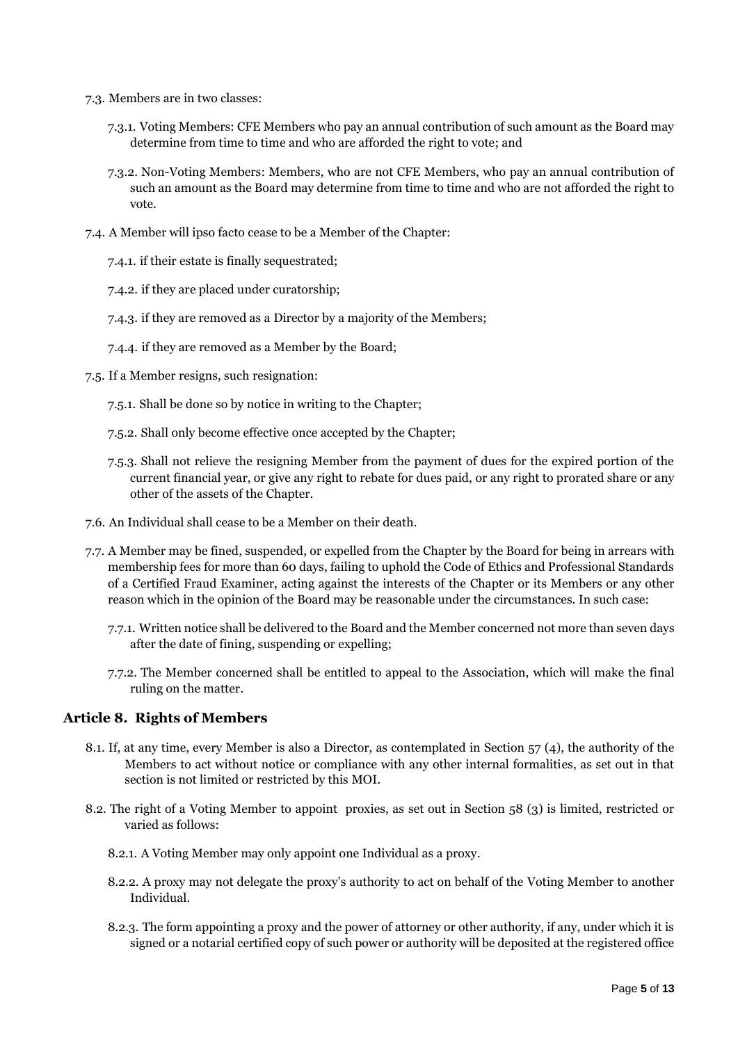7.3. Members are in two classes:

7.3.1. Voting Members: CFE Members who pay an annual contribution of such amount as the Board may determine from time to time and who are afforded the right to vote; and

7.3.2. Non-Voting Members: Members, who are not CFE Members, who pay an annual contribution of such an amount as the Board may determine from time to time and who are not afforded the right to vote.

7.4. A Member will ipso facto cease to be a Member of the Chapter:

7.4.1. if their estate is finally sequestrated;

7.4.2. if they are placed under curatorship;

7.4.3. if they are removed as a Director by a majority of the Members;

7.4.4. if they are removed as a Member by the Board;

7.5. If a Member resigns, such resignation:

7.5.1. Shall be done so by notice in writing to the Chapter;

7.5.2. Shall only become effective once accepted by the Chapter;

7.5.3. Shall not relieve the resigning Member from the payment of dues for the expired portion of the current financial year, or give any right to rebate for dues paid, or any right to prorated share or any other of the assets of the Chapter.

7.6. An Individual shall cease to be a Member on their death.

7.7. A Member may be fined, suspended, or expelled from the Chapter by the Board for being in arrears with membership fees for more than 60 days, failing to uphold the Code of Ethics and Professional Standards of a Certified Fraud Examiner, acting against the interests of the Chapter or its Members or any other reason which in the opinion of the Board may be reasonable under the circumstances. In such case:

7.7.1. Written notice shall be delivered to the Board and the Member concerned not more than seven days after the date of fining, suspending or expelling;

7.7.2. The Member concerned shall be entitled to appeal to the Association, which will make the final ruling on the matter.

## Article 8. Rights of Members

8.1. If, at any time, every Member is also a Director, as contemplated in Section 57 (4), the authority of the Members to act without notice or compliance with any other internal formalities, as set out in that section is not limited or restricted by this MOI.

8.2. The right of a Voting Member to appoint proxies, as set out in Section 58 (3) is limited, restricted or varied as follows:

8.2.1. A Voting Member may only appoint one Individual as a proxy.

8.2.2. A proxy may not delegate the proxy's authority to act on behalf of the Voting Member to another Individual.

8.2.3. The form appointing a proxy and the power of attorney or other authority, if any, under which it is signed or a notarial certified copy of such power or authority will be deposited at the registered office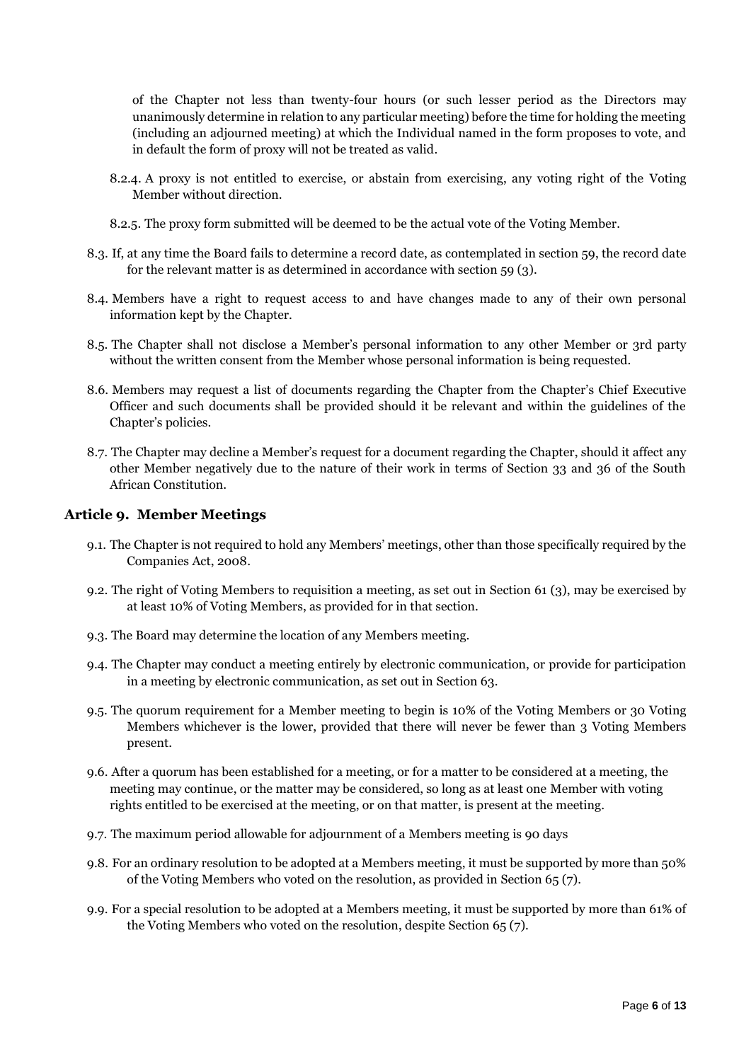of the Chapter not less than twenty-four hours (or such lesser period as the Directors may unanimously determine in relation to any particular meeting) before the time for holding the meeting (including an adjourned meeting) at which the Individual named in the form proposes to vote, and in default the form of proxy will not be treated as valid.

8.2.4. A proxy is not entitled to exercise, or abstain from exercising, any voting right of the Voting Member without direction.

8.2.5. The proxy form submitted will be deemed to be the actual vote of the Voting Member.

8.3. If, at any time the Board fails to determine a record date, as contemplated in section 59, the record date for the relevant matter is as determined in accordance with section 59 (3).

8.4. Members have a right to request access to and have changes made to any of their own personal information kept by the Chapter.

8.5. The Chapter shall not disclose a Member's personal information to any other Member or 3rd party without the written consent from the Member whose personal information is being requested.

8.6. Members may request a list of documents regarding the Chapter from the Chapter's Chief Executive Officer and such documents shall be provided should it be relevant and within the guidelines of the Chapter's policies.

8.7. The Chapter may decline a Member's request for a document regarding the Chapter, should it affect any other Member negatively due to the nature of their work in terms of Section 33 and 36 of the South African Constitution.

## Article 9. Member Meetings

9.1. The Chapter is not required to hold any Members' meetings, other than those specifically required by the Companies Act, 2008.

9.2. The right of Voting Members to requisition a meeting, as set out in Section 61 (3), may be exercised by at least 10% of Voting Members, as provided for in that section.

9.3. The Board may determine the location of any Members meeting.

9.4. The Chapter may conduct a meeting entirely by electronic communication, or provide for participation in a meeting by electronic communication, as set out in Section 63.

9.5. The quorum requirement for a Member meeting to begin is 10% of the Voting Members or 30 Voting Members whichever is the lower, provided that there will never be fewer than 3 Voting Members present.

9.6. After a quorum has been established for a meeting, or for a matter to be considered at a meeting, the meeting may continue, or the matter may be considered, so long as at least one Member with voting rights entitled to be exercised at the meeting, or on that matter, is present at the meeting.

9.7. The maximum period allowable for adjournment of a Members meeting is 90 days

9.8. For an ordinary resolution to be adopted at a Members meeting, it must be supported by more than 50% of the Voting Members who voted on the resolution, as provided in Section 65 (7).

9.9. For a special resolution to be adopted at a Members meeting, it must be supported by more than 61% of the Voting Members who voted on the resolution, despite Section 65 (7).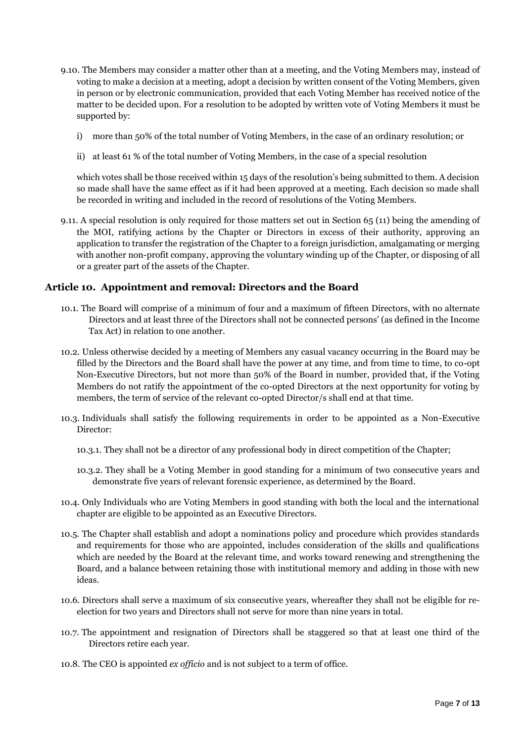9.10. The Members may consider a matter other than at a meeting, and the Voting Members may, instead of voting to make a decision at a meeting, adopt a decision by written consent of the Voting Members, given in person or by electronic communication, provided that each Voting Member has received notice of the matter to be decided upon. For a resolution to be adopted by written vote of Voting Members it must be supported by:

i) more than 50% of the total number of Voting Members, in the case of an ordinary resolution; or

ii) at least 61 % of the total number of Voting Members, in the case of a special resolution

which votes shall be those received within 15 days of the resolution's being submitted to them. A decision so made shall have the same effect as if it had been approved at a meeting. Each decision so made shall be recorded in writing and included in the record of resolutions of the Voting Members.

9.11. A special resolution is only required for those matters set out in Section 65 (11) being the amending of the MOI, ratifying actions by the Chapter or Directors in excess of their authority, approving an application to transfer the registration of the Chapter to a foreign jurisdiction, amalgamating or merging with another non-profit company, approving the voluntary winding up of the Chapter, or disposing of all or a greater part of the assets of the Chapter.

## Article 10. Appointment and removal: Directors and the Board

10.1. The Board will comprise of a minimum of four and a maximum of fifteen Directors, with no alternate Directors and at least three of the Directors shall not be connected persons' (as defined in the Income Tax Act) in relation to one another.

10.2. Unless otherwise decided by a meeting of Members any casual vacancy occurring in the Board may be filled by the Directors and the Board shall have the power at any time, and from time to time, to co-opt Non-Executive Directors, but not more than 50% of the Board in number, provided that, if the Voting Members do not ratify the appointment of the co-opted Directors at the next opportunity for voting by members, the term of service of the relevant co-opted Director/s shall end at that time.

10.3. Individuals shall satisfy the following requirements in order to be appointed as a Non-Executive Director:

10.3.1. They shall not be a director of any professional body in direct competition of the Chapter;

10.3.2. They shall be a Voting Member in good standing for a minimum of two consecutive years and demonstrate five years of relevant forensic experience, as determined by the Board.

10.4. Only Individuals who are Voting Members in good standing with both the local and the international chapter are eligible to be appointed as an Executive Directors.

10.5. The Chapter shall establish and adopt a nominations policy and procedure which provides standards and requirements for those who are appointed, includes consideration of the skills and qualifications which are needed by the Board at the relevant time, and works toward renewing and strengthening the Board, and a balance between retaining those with institutional memory and adding in those with new ideas.

10.6. Directors shall serve a maximum of six consecutive years, whereafter they shall not be eligible for re-election for two years and Directors shall not serve for more than nine years in total.

10.7. The appointment and resignation of Directors shall be staggered so that at least one third of the Directors retire each year.

10.8. The CEO is appointed *ex officio* and is not subject to a term of office.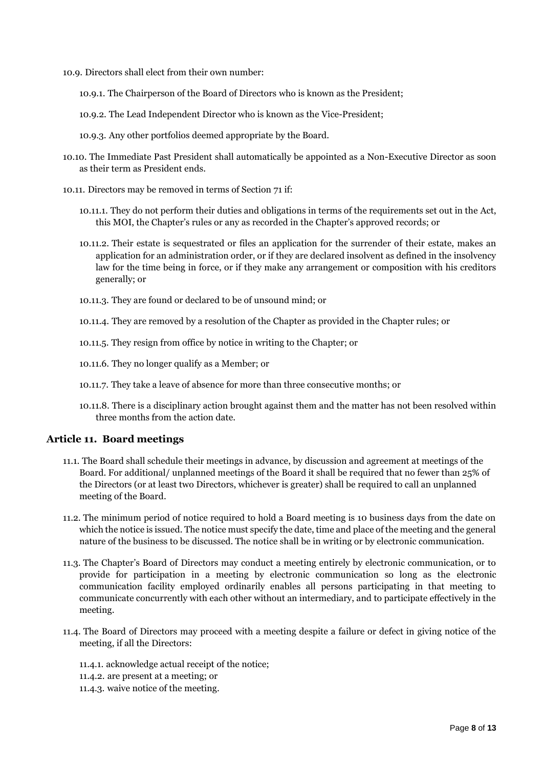10.9. Directors shall elect from their own number:

10.9.1. The Chairperson of the Board of Directors who is known as the President;

10.9.2. The Lead Independent Director who is known as the Vice-President;

10.9.3. Any other portfolios deemed appropriate by the Board.

10.10. The Immediate Past President shall automatically be appointed as a Non-Executive Director as soon as their term as President ends.

10.11. Directors may be removed in terms of Section 71 if:

10.11.1. They do not perform their duties and obligations in terms of the requirements set out in the Act, this MOI, the Chapter's rules or any as recorded in the Chapter's approved records; or

10.11.2. Their estate is sequestrated or files an application for the surrender of their estate, makes an application for an administration order, or if they are declared insolvent as defined in the insolvency law for the time being in force, or if they make any arrangement or composition with his creditors generally; or

10.11.3. They are found or declared to be of unsound mind; or

10.11.4. They are removed by a resolution of the Chapter as provided in the Chapter rules; or

10.11.5. They resign from office by notice in writing to the Chapter; or

10.11.6. They no longer qualify as a Member; or

10.11.7. They take a leave of absence for more than three consecutive months; or

10.11.8. There is a disciplinary action brought against them and the matter has not been resolved within three months from the action date.

## Article 11. Board meetings

11.1. The Board shall schedule their meetings in advance, by discussion and agreement at meetings of the Board. For additional/ unplanned meetings of the Board it shall be required that no fewer than 25% of the Directors (or at least two Directors, whichever is greater) shall be required to call an unplanned meeting of the Board.

11.2. The minimum period of notice required to hold a Board meeting is 10 business days from the date on which the notice is issued. The notice must specify the date, time and place of the meeting and the general nature of the business to be discussed. The notice shall be in writing or by electronic communication.

11.3. The Chapter's Board of Directors may conduct a meeting entirely by electronic communication, or to provide for participation in a meeting by electronic communication so long as the electronic communication facility employed ordinarily enables all persons participating in that meeting to communicate concurrently with each other without an intermediary, and to participate effectively in the meeting.

11.4. The Board of Directors may proceed with a meeting despite a failure or defect in giving notice of the meeting, if all the Directors:

11.4.1. acknowledge actual receipt of the notice;
11.4.2. are present at a meeting; or
11.4.3. waive notice of the meeting.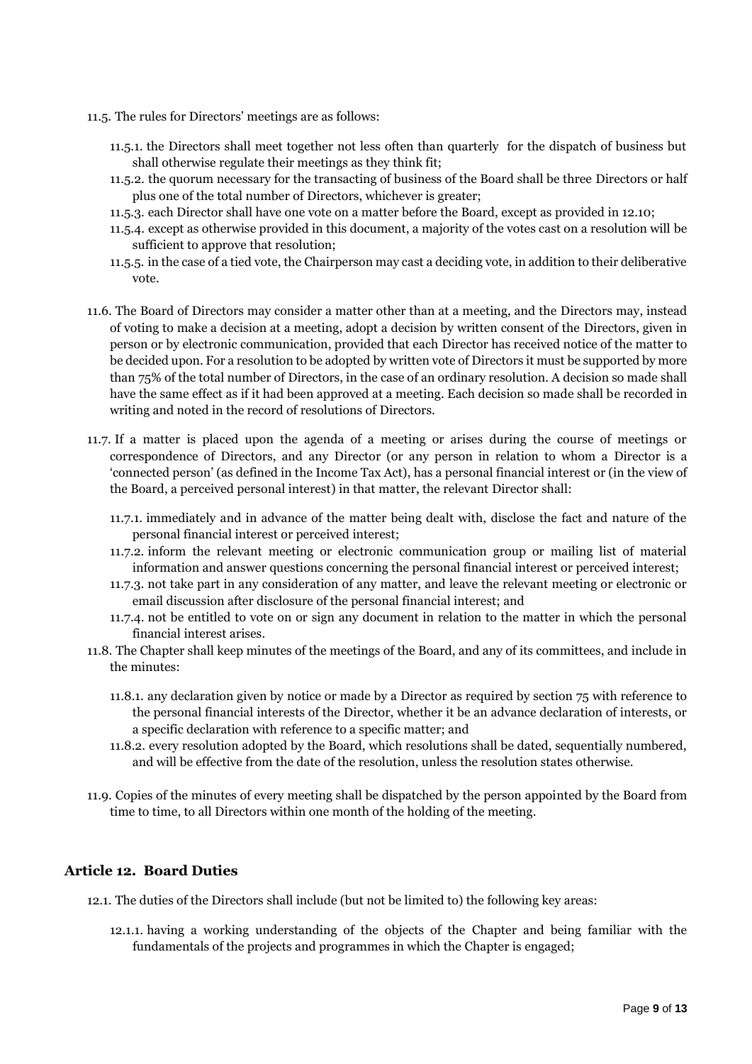11.5. The rules for Directors' meetings are as follows:

- 11.5.1. the Directors shall meet together not less often than quarterly for the dispatch of business but shall otherwise regulate their meetings as they think fit;
- 11.5.2. the quorum necessary for the transacting of business of the Board shall be three Directors or half plus one of the total number of Directors, whichever is greater;
- 11.5.3. each Director shall have one vote on a matter before the Board, except as provided in 12.10;
- 11.5.4. except as otherwise provided in this document, a majority of the votes cast on a resolution will be sufficient to approve that resolution;
- 11.5.5. in the case of a tied vote, the Chairperson may cast a deciding vote, in addition to their deliberative vote.

11.6. The Board of Directors may consider a matter other than at a meeting, and the Directors may, instead of voting to make a decision at a meeting, adopt a decision by written consent of the Directors, given in person or by electronic communication, provided that each Director has received notice of the matter to be decided upon. For a resolution to be adopted by written vote of Directors it must be supported by more than 75% of the total number of Directors, in the case of an ordinary resolution. A decision so made shall have the same effect as if it had been approved at a meeting. Each decision so made shall be recorded in writing and noted in the record of resolutions of Directors.

11.7. If a matter is placed upon the agenda of a meeting or arises during the course of meetings or correspondence of Directors, and any Director (or any person in relation to whom a Director is a 'connected person' (as defined in the Income Tax Act), has a personal financial interest or (in the view of the Board, a perceived personal interest) in that matter, the relevant Director shall:

- 11.7.1. immediately and in advance of the matter being dealt with, disclose the fact and nature of the personal financial interest or perceived interest;
- 11.7.2. inform the relevant meeting or electronic communication group or mailing list of material information and answer questions concerning the personal financial interest or perceived interest;
- 11.7.3. not take part in any consideration of any matter, and leave the relevant meeting or electronic or email discussion after disclosure of the personal financial interest; and
- 11.7.4. not be entitled to vote on or sign any document in relation to the matter in which the personal financial interest arises.

11.8. The Chapter shall keep minutes of the meetings of the Board, and any of its committees, and include in the minutes:

- 11.8.1. any declaration given by notice or made by a Director as required by section 75 with reference to the personal financial interests of the Director, whether it be an advance declaration of interests, or a specific declaration with reference to a specific matter; and
- 11.8.2. every resolution adopted by the Board, which resolutions shall be dated, sequentially numbered, and will be effective from the date of the resolution, unless the resolution states otherwise.

11.9. Copies of the minutes of every meeting shall be dispatched by the person appointed by the Board from time to time, to all Directors within one month of the holding of the meeting.

## Article 12. Board Duties

12.1. The duties of the Directors shall include (but not be limited to) the following key areas:

- 12.1.1. having a working understanding of the objects of the Chapter and being familiar with the fundamentals of the projects and programmes in which the Chapter is engaged;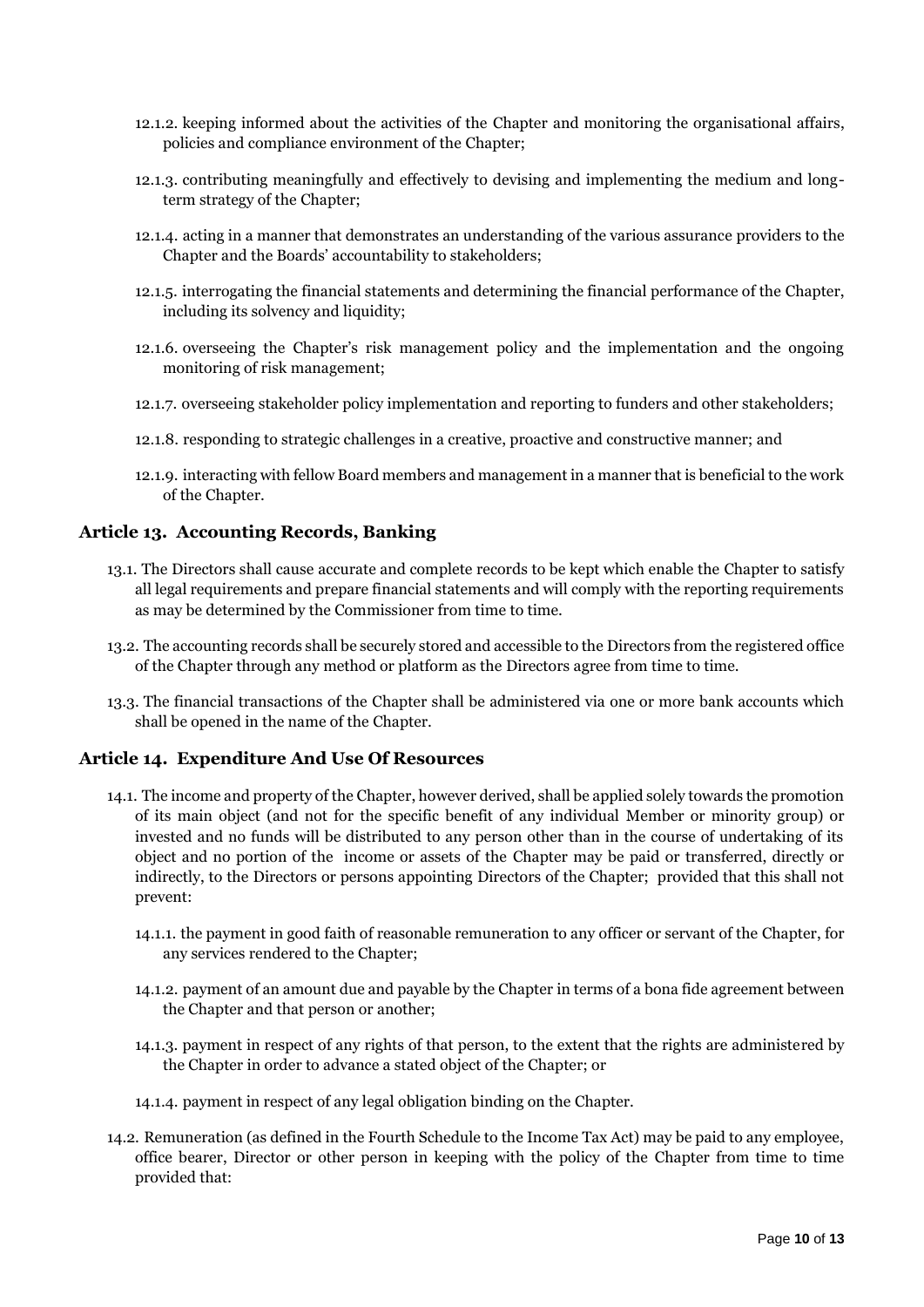12.1.2. keeping informed about the activities of the Chapter and monitoring the organisational affairs, policies and compliance environment of the Chapter;

12.1.3. contributing meaningfully and effectively to devising and implementing the medium and long-term strategy of the Chapter;

12.1.4. acting in a manner that demonstrates an understanding of the various assurance providers to the Chapter and the Boards' accountability to stakeholders;

12.1.5. interrogating the financial statements and determining the financial performance of the Chapter, including its solvency and liquidity;

12.1.6. overseeing the Chapter's risk management policy and the implementation and the ongoing monitoring of risk management;

12.1.7. overseeing stakeholder policy implementation and reporting to funders and other stakeholders;

12.1.8. responding to strategic challenges in a creative, proactive and constructive manner; and

12.1.9. interacting with fellow Board members and management in a manner that is beneficial to the work of the Chapter.

## Article 13. Accounting Records, Banking

13.1. The Directors shall cause accurate and complete records to be kept which enable the Chapter to satisfy all legal requirements and prepare financial statements and will comply with the reporting requirements as may be determined by the Commissioner from time to time.

13.2. The accounting records shall be securely stored and accessible to the Directors from the registered office of the Chapter through any method or platform as the Directors agree from time to time.

13.3. The financial transactions of the Chapter shall be administered via one or more bank accounts which shall be opened in the name of the Chapter.

## Article 14. Expenditure And Use Of Resources

14.1. The income and property of the Chapter, however derived, shall be applied solely towards the promotion of its main object (and not for the specific benefit of any individual Member or minority group) or invested and no funds will be distributed to any person other than in the course of undertaking of its object and no portion of the income or assets of the Chapter may be paid or transferred, directly or indirectly, to the Directors or persons appointing Directors of the Chapter; provided that this shall not prevent:

14.1.1. the payment in good faith of reasonable remuneration to any officer or servant of the Chapter, for any services rendered to the Chapter;

14.1.2. payment of an amount due and payable by the Chapter in terms of a bona fide agreement between the Chapter and that person or another;

14.1.3. payment in respect of any rights of that person, to the extent that the rights are administered by the Chapter in order to advance a stated object of the Chapter; or

14.1.4. payment in respect of any legal obligation binding on the Chapter.

14.2. Remuneration (as defined in the Fourth Schedule to the Income Tax Act) may be paid to any employee, office bearer, Director or other person in keeping with the policy of the Chapter from time to time provided that: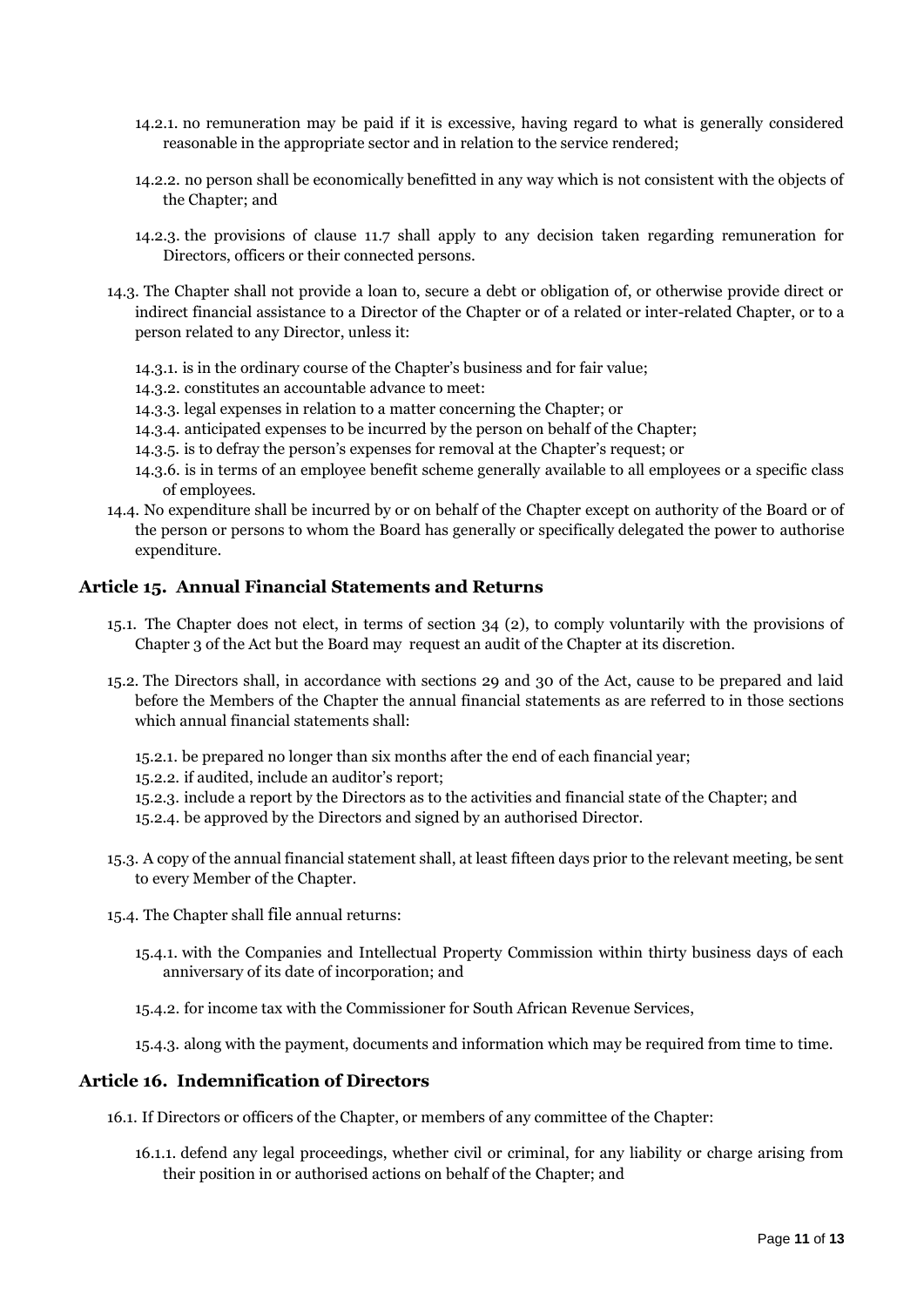14.2.1. no remuneration may be paid if it is excessive, having regard to what is generally considered reasonable in the appropriate sector and in relation to the service rendered;

14.2.2. no person shall be economically benefitted in any way which is not consistent with the objects of the Chapter; and

14.2.3. the provisions of clause 11.7 shall apply to any decision taken regarding remuneration for Directors, officers or their connected persons.

14.3. The Chapter shall not provide a loan to, secure a debt or obligation of, or otherwise provide direct or indirect financial assistance to a Director of the Chapter or of a related or inter-related Chapter, or to a person related to any Director, unless it:

14.3.1. is in the ordinary course of the Chapter's business and for fair value;
14.3.2. constitutes an accountable advance to meet:
14.3.3. legal expenses in relation to a matter concerning the Chapter; or
14.3.4. anticipated expenses to be incurred by the person on behalf of the Chapter;
14.3.5. is to defray the person's expenses for removal at the Chapter's request; or
14.3.6. is in terms of an employee benefit scheme generally available to all employees or a specific class of employees.

14.4. No expenditure shall be incurred by or on behalf of the Chapter except on authority of the Board or of the person or persons to whom the Board has generally or specifically delegated the power to authorise expenditure.

## Article 15. Annual Financial Statements and Returns

15.1. The Chapter does not elect, in terms of section 34 (2), to comply voluntarily with the provisions of Chapter 3 of the Act but the Board may request an audit of the Chapter at its discretion.

15.2. The Directors shall, in accordance with sections 29 and 30 of the Act, cause to be prepared and laid before the Members of the Chapter the annual financial statements as are referred to in those sections which annual financial statements shall:

15.2.1. be prepared no longer than six months after the end of each financial year;
15.2.2. if audited, include an auditor's report;
15.2.3. include a report by the Directors as to the activities and financial state of the Chapter; and
15.2.4. be approved by the Directors and signed by an authorised Director.

15.3. A copy of the annual financial statement shall, at least fifteen days prior to the relevant meeting, be sent to every Member of the Chapter.

15.4. The Chapter shall file annual returns:

15.4.1. with the Companies and Intellectual Property Commission within thirty business days of each anniversary of its date of incorporation; and

15.4.2. for income tax with the Commissioner for South African Revenue Services,

15.4.3. along with the payment, documents and information which may be required from time to time.

## Article 16. Indemnification of Directors

16.1. If Directors or officers of the Chapter, or members of any committee of the Chapter:

16.1.1. defend any legal proceedings, whether civil or criminal, for any liability or charge arising from their position in or authorised actions on behalf of the Chapter; and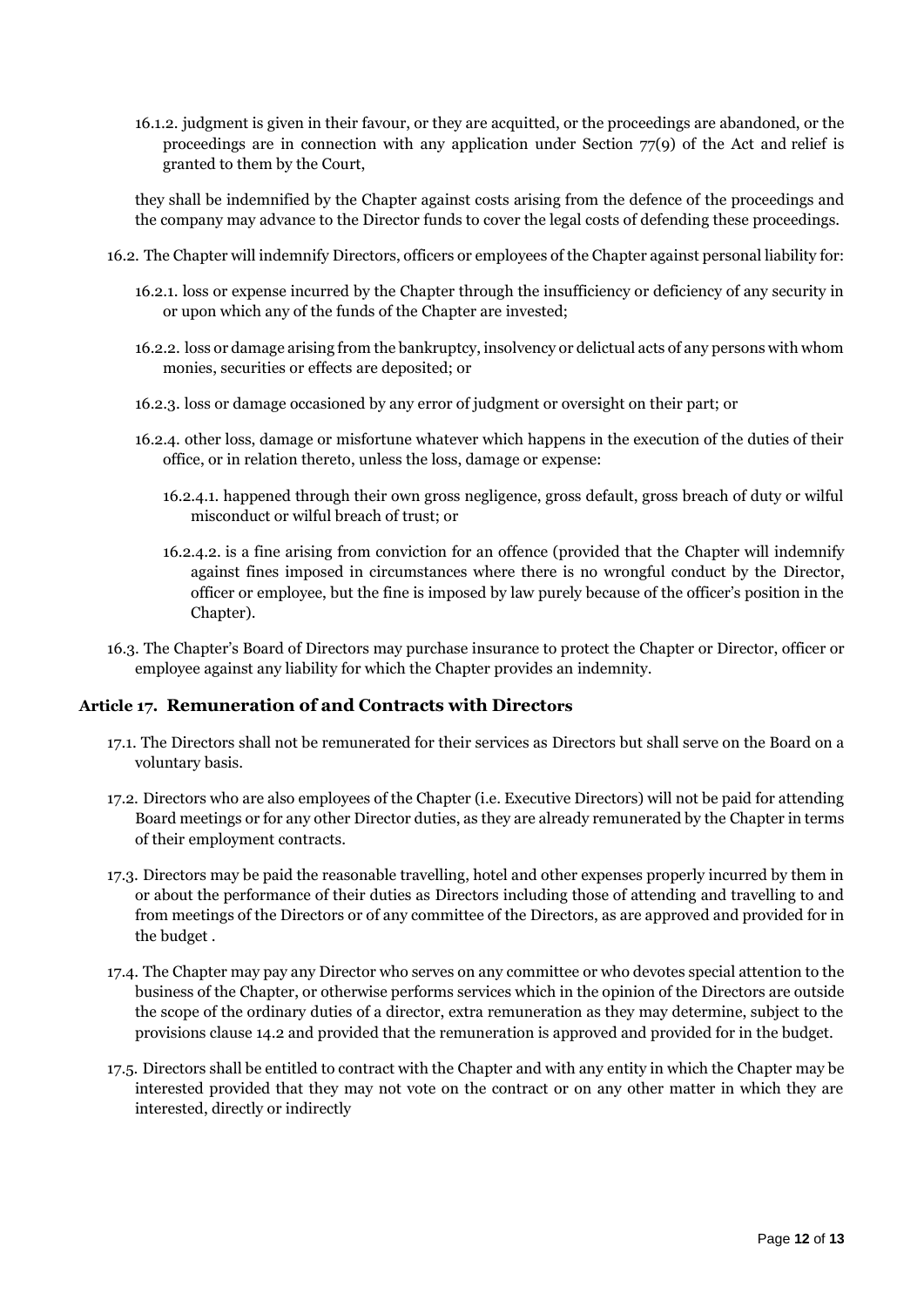16.1.2. judgment is given in their favour, or they are acquitted, or the proceedings are abandoned, or the proceedings are in connection with any application under Section 77(9) of the Act and relief is granted to them by the Court,

they shall be indemnified by the Chapter against costs arising from the defence of the proceedings and the company may advance to the Director funds to cover the legal costs of defending these proceedings.

16.2. The Chapter will indemnify Directors, officers or employees of the Chapter against personal liability for:

16.2.1. loss or expense incurred by the Chapter through the insufficiency or deficiency of any security in or upon which any of the funds of the Chapter are invested;

16.2.2. loss or damage arising from the bankruptcy, insolvency or delictual acts of any persons with whom monies, securities or effects are deposited; or

16.2.3. loss or damage occasioned by any error of judgment or oversight on their part; or

16.2.4. other loss, damage or misfortune whatever which happens in the execution of the duties of their office, or in relation thereto, unless the loss, damage or expense:

16.2.4.1. happened through their own gross negligence, gross default, gross breach of duty or wilful misconduct or wilful breach of trust; or

16.2.4.2. is a fine arising from conviction for an offence (provided that the Chapter will indemnify against fines imposed in circumstances where there is no wrongful conduct by the Director, officer or employee, but the fine is imposed by law purely because of the officer's position in the Chapter).

16.3. The Chapter's Board of Directors may purchase insurance to protect the Chapter or Director, officer or employee against any liability for which the Chapter provides an indemnity.

## Article 17. Remuneration of and Contracts with Directors

17.1. The Directors shall not be remunerated for their services as Directors but shall serve on the Board on a voluntary basis.

17.2. Directors who are also employees of the Chapter (i.e. Executive Directors) will not be paid for attending Board meetings or for any other Director duties, as they are already remunerated by the Chapter in terms of their employment contracts.

17.3. Directors may be paid the reasonable travelling, hotel and other expenses properly incurred by them in or about the performance of their duties as Directors including those of attending and travelling to and from meetings of the Directors or of any committee of the Directors, as are approved and provided for in the budget .

17.4. The Chapter may pay any Director who serves on any committee or who devotes special attention to the business of the Chapter, or otherwise performs services which in the opinion of the Directors are outside the scope of the ordinary duties of a director, extra remuneration as they may determine, subject to the provisions clause 14.2 and provided that the remuneration is approved and provided for in the budget.

17.5. Directors shall be entitled to contract with the Chapter and with any entity in which the Chapter may be interested provided that they may not vote on the contract or on any other matter in which they are interested, directly or indirectly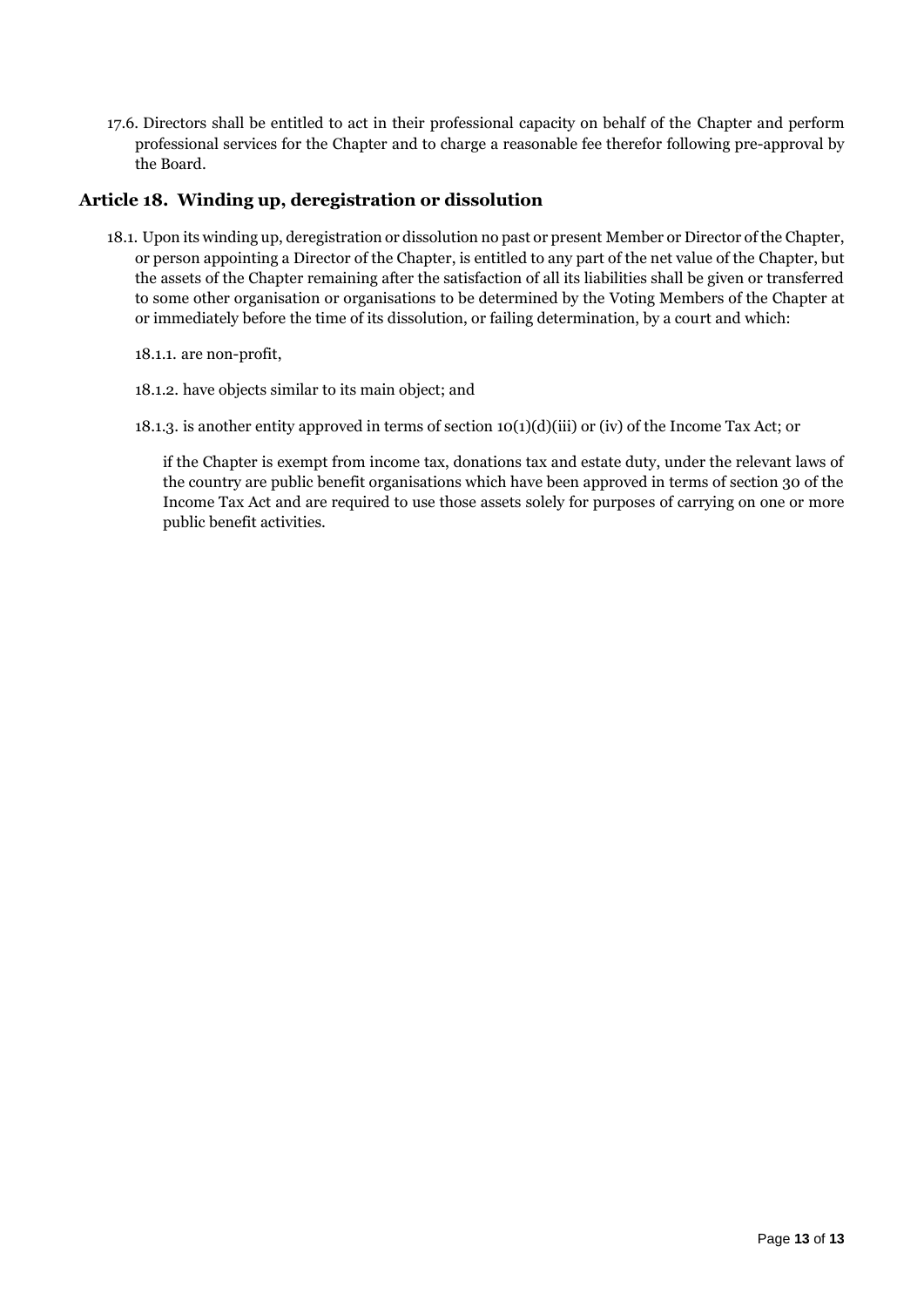17.6. Directors shall be entitled to act in their professional capacity on behalf of the Chapter and perform professional services for the Chapter and to charge a reasonable fee therefor following pre-approval by the Board.

## Article 18. Winding up, deregistration or dissolution

18.1. Upon its winding up, deregistration or dissolution no past or present Member or Director of the Chapter, or person appointing a Director of the Chapter, is entitled to any part of the net value of the Chapter, but the assets of the Chapter remaining after the satisfaction of all its liabilities shall be given or transferred to some other organisation or organisations to be determined by the Voting Members of the Chapter at or immediately before the time of its dissolution, or failing determination, by a court and which:

18.1.1. are non-profit,

18.1.2. have objects similar to its main object; and

18.1.3. is another entity approved in terms of section 10(1)(d)(iii) or (iv) of the Income Tax Act; or

if the Chapter is exempt from income tax, donations tax and estate duty, under the relevant laws of the country are public benefit organisations which have been approved in terms of section 30 of the Income Tax Act and are required to use those assets solely for purposes of carrying on one or more public benefit activities.